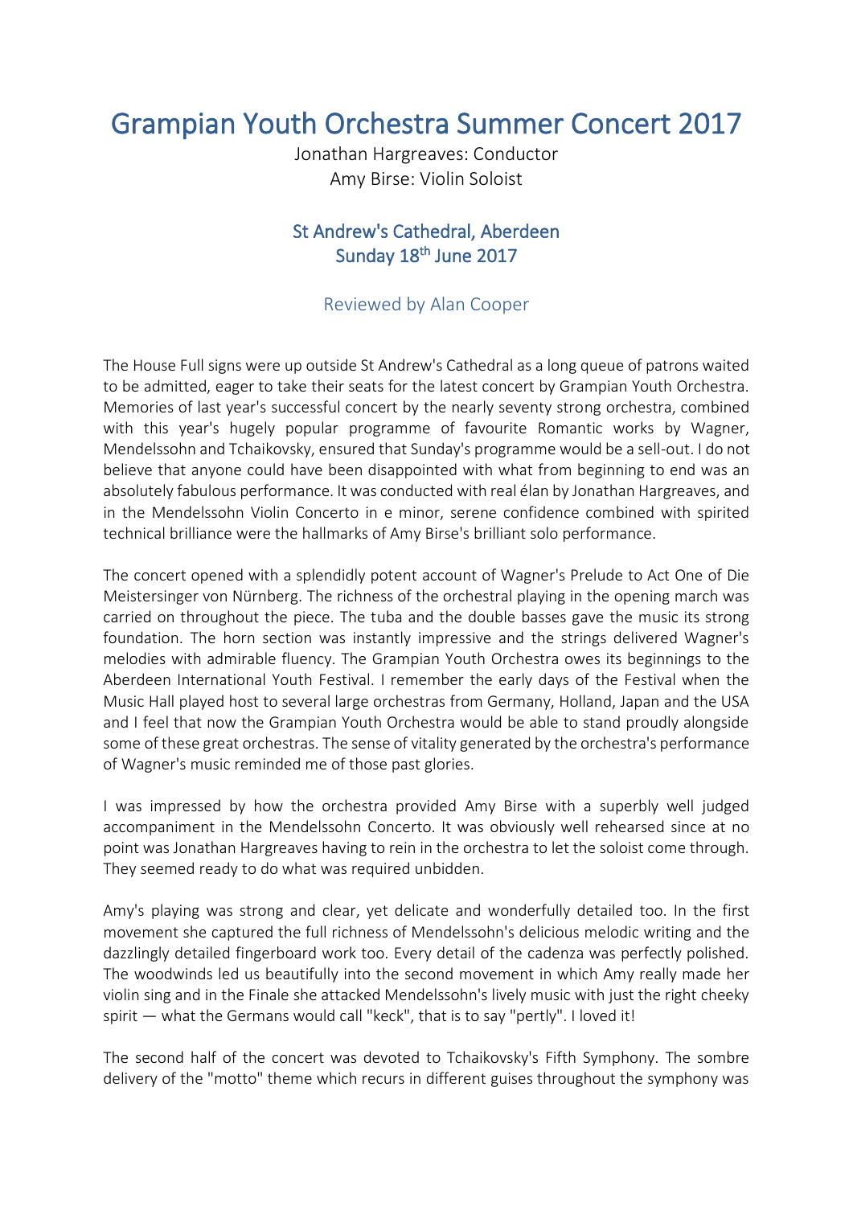# Grampian Youth Orchestra Summer Concert 2017

Jonathan Hargreaves: Conductor
Amy Birse: Violin Soloist

## St Andrew's Cathedral, Aberdeen
## Sunday 18th June 2017

### Reviewed by Alan Cooper

The House Full signs were up outside St Andrew's Cathedral as a long queue of patrons waited to be admitted, eager to take their seats for the latest concert by Grampian Youth Orchestra. Memories of last year's successful concert by the nearly seventy strong orchestra, combined with this year's hugely popular programme of favourite Romantic works by Wagner, Mendelssohn and Tchaikovsky, ensured that Sunday's programme would be a sell-out. I do not believe that anyone could have been disappointed with what from beginning to end was an absolutely fabulous performance. It was conducted with real élan by Jonathan Hargreaves, and in the Mendelssohn Violin Concerto in e minor, serene confidence combined with spirited technical brilliance were the hallmarks of Amy Birse's brilliant solo performance.

The concert opened with a splendidly potent account of Wagner's Prelude to Act One of Die Meistersinger von Nürnberg. The richness of the orchestral playing in the opening march was carried on throughout the piece. The tuba and the double basses gave the music its strong foundation. The horn section was instantly impressive and the strings delivered Wagner's melodies with admirable fluency. The Grampian Youth Orchestra owes its beginnings to the Aberdeen International Youth Festival. I remember the early days of the Festival when the Music Hall played host to several large orchestras from Germany, Holland, Japan and the USA and I feel that now the Grampian Youth Orchestra would be able to stand proudly alongside some of these great orchestras. The sense of vitality generated by the orchestra's performance of Wagner's music reminded me of those past glories.

I was impressed by how the orchestra provided Amy Birse with a superbly well judged accompaniment in the Mendelssohn Concerto. It was obviously well rehearsed since at no point was Jonathan Hargreaves having to rein in the orchestra to let the soloist come through. They seemed ready to do what was required unbidden.

Amy's playing was strong and clear, yet delicate and wonderfully detailed too. In the first movement she captured the full richness of Mendelssohn's delicious melodic writing and the dazzlingly detailed fingerboard work too. Every detail of the cadenza was perfectly polished. The woodwinds led us beautifully into the second movement in which Amy really made her violin sing and in the Finale she attacked Mendelssohn's lively music with just the right cheeky spirit — what the Germans would call "keck", that is to say "pertly". I loved it!

The second half of the concert was devoted to Tchaikovsky's Fifth Symphony. The sombre delivery of the "motto" theme which recurs in different guises throughout the symphony was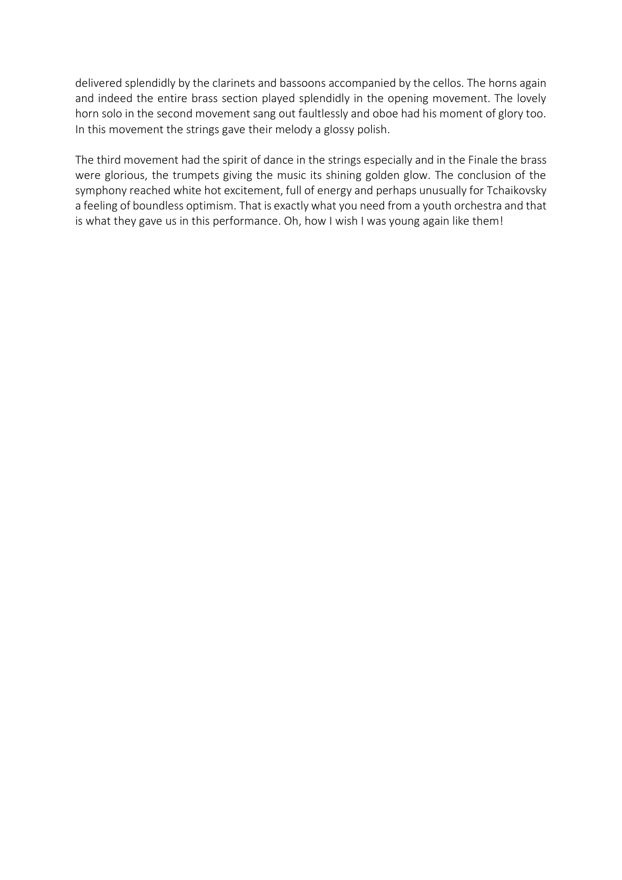delivered splendidly by the clarinets and bassoons accompanied by the cellos. The horns again and indeed the entire brass section played splendidly in the opening movement. The lovely horn solo in the second movement sang out faultlessly and oboe had his moment of glory too. In this movement the strings gave their melody a glossy polish.

The third movement had the spirit of dance in the strings especially and in the Finale the brass were glorious, the trumpets giving the music its shining golden glow. The conclusion of the symphony reached white hot excitement, full of energy and perhaps unusually for Tchaikovsky a feeling of boundless optimism. That is exactly what you need from a youth orchestra and that is what they gave us in this performance. Oh, how I wish I was young again like them!